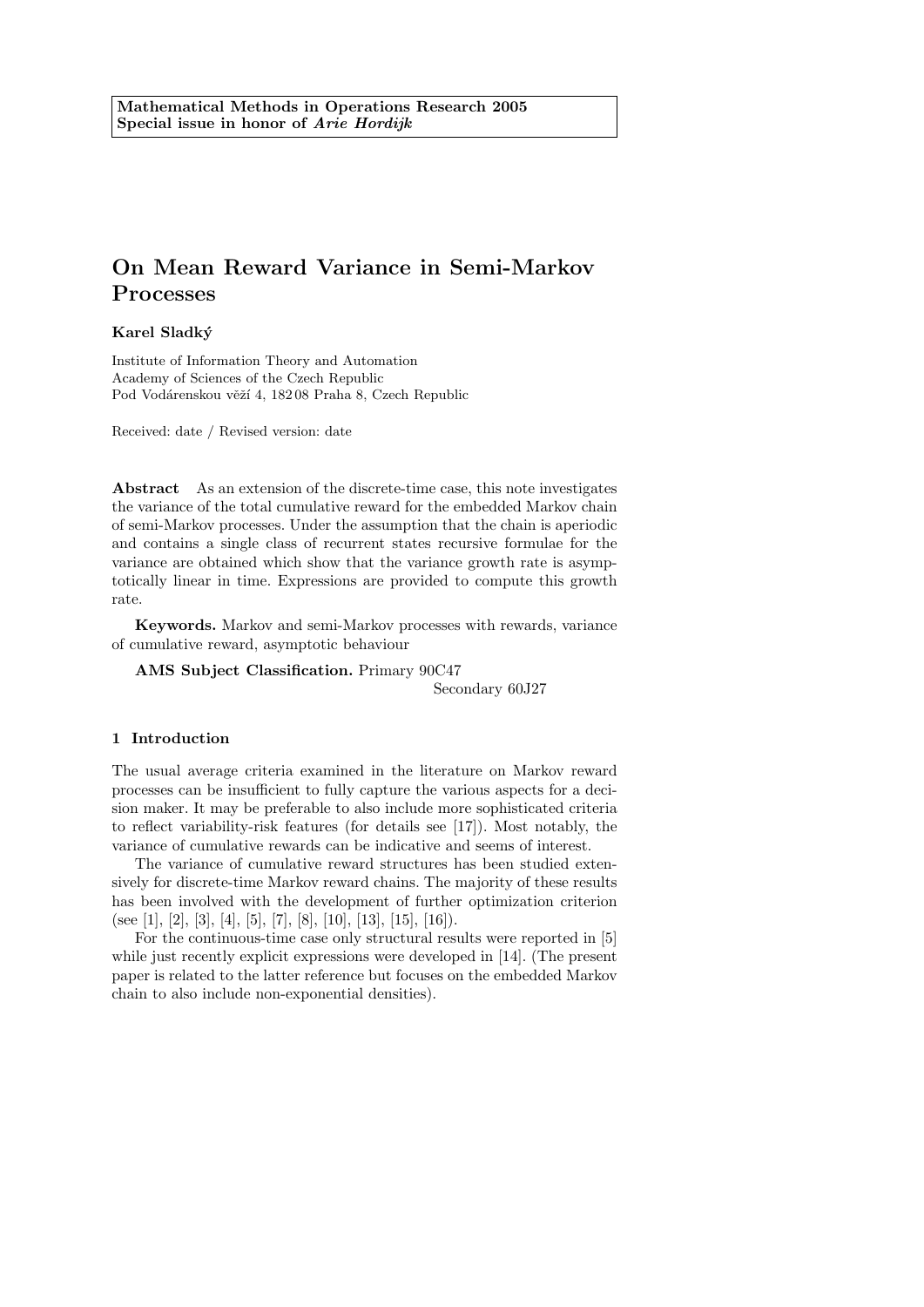**Mathematical Methods in Operations Research 2005**
**Special issue in honor of *Arie Hordijk***

# On Mean Reward Variance in Semi-Markov Processes

**Karel Sladký**

Institute of Information Theory and Automation
Academy of Sciences of the Czech Republic
Pod Vodárenskou věží 4, 182 08 Praha 8, Czech Republic

Received: date / Revised version: date

**Abstract** As an extension of the discrete-time case, this note investigates the variance of the total cumulative reward for the embedded Markov chain of semi-Markov processes. Under the assumption that the chain is aperiodic and contains a single class of recurrent states recursive formulae for the variance are obtained which show that the variance growth rate is asymptotically linear in time. Expressions are provided to compute this growth rate.

**Keywords.** Markov and semi-Markov processes with rewards, variance of cumulative reward, asymptotic behaviour

**AMS Subject Classification.** Primary 90C47
Secondary 60J27

## 1 Introduction

The usual average criteria examined in the literature on Markov reward processes can be insufficient to fully capture the various aspects for a decision maker. It may be preferable to also include more sophisticated criteria to reflect variability-risk features (for details see [17]). Most notably, the variance of cumulative rewards can be indicative and seems of interest.

The variance of cumulative reward structures has been studied extensively for discrete-time Markov reward chains. The majority of these results has been involved with the development of further optimization criterion (see [1], [2], [3], [4], [5], [7], [8], [10], [13], [15], [16]).

For the continuous-time case only structural results were reported in [5] while just recently explicit expressions were developed in [14]. (The present paper is related to the latter reference but focuses on the embedded Markov chain to also include non-exponential densities).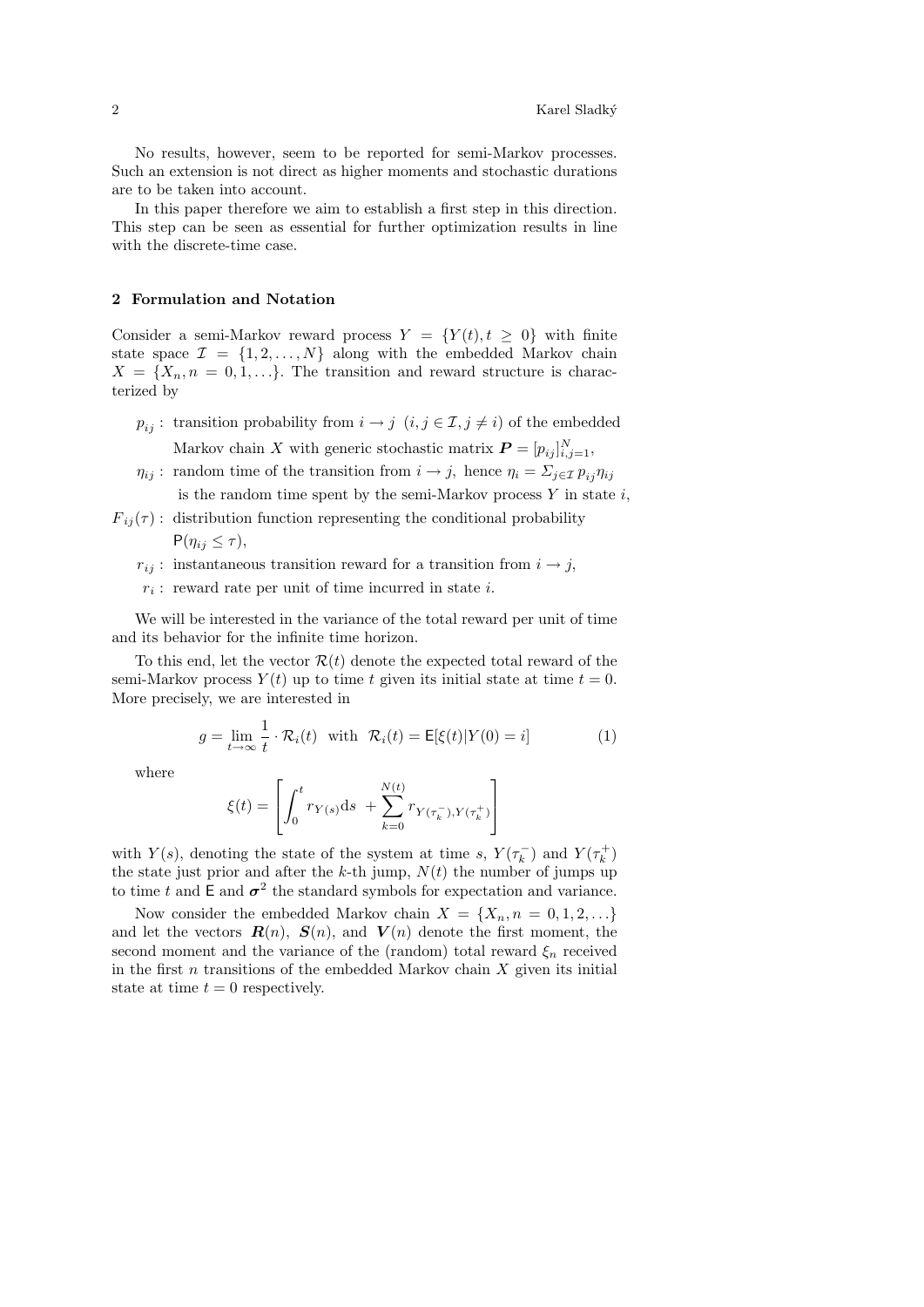No results, however, seem to be reported for semi-Markov processes. Such an extension is not direct as higher moments and stochastic durations are to be taken into account.

In this paper therefore we aim to establish a first step in this direction. This step can be seen as essential for further optimization results in line with the discrete-time case.

## 2 Formulation and Notation

Consider a semi-Markov reward process $Y = \{Y(t), t \geq 0\}$ with finite state space $\mathcal{I} = \{1, 2, \ldots, N\}$ along with the embedded Markov chain $X = \{X_n, n = 0, 1, \ldots\}$. The transition and reward structure is characterized by

- $p_{ij}$ : transition probability from $i \to j$ $(i, j \in \mathcal{I}, j \neq i)$ of the embedded Markov chain $X$ with generic stochastic matrix $\boldsymbol{P} = [p_{ij}]_{i,j=1}^{N}$,
- $\eta_{ij}$ : random time of the transition from $i \to j$, hence $\eta_i = \Sigma_{j \in \mathcal{I}} p_{ij} \eta_{ij}$ is the random time spent by the semi-Markov process $Y$ in state $i$,
- $F_{ij}(\tau)$ : distribution function representing the conditional probability $\mathsf{P}(\eta_{ij} \leq \tau)$,
- $r_{ij}$ : instantaneous transition reward for a transition from $i \to j$,
- $r_i$ : reward rate per unit of time incurred in state $i$.

We will be interested in the variance of the total reward per unit of time and its behavior for the infinite time horizon.

To this end, let the vector $\mathcal{R}(t)$ denote the expected total reward of the semi-Markov process $Y(t)$ up to time $t$ given its initial state at time $t = 0$. More precisely, we are interested in

$$g = \lim_{t \to \infty} \frac{1}{t} \cdot \mathcal{R}_i(t) \quad \text{with} \quad \mathcal{R}_i(t) = \mathsf{E}[\xi(t) | Y(0) = i] \tag{1}$$

where

$$\xi(t) = \left[ \int_0^t r_{Y(s)} \mathrm{d}s \ + \sum_{k=0}^{N(t)} r_{Y(\tau_k^-), Y(\tau_k^+)} \right]$$

with $Y(s)$, denoting the state of the system at time $s$, $Y(\tau_k^-)$ and $Y(\tau_k^+)$ the state just prior and after the $k$-th jump, $N(t)$ the number of jumps up to time $t$ and $\mathsf{E}$ and $\boldsymbol{\sigma}^2$ the standard symbols for expectation and variance.

Now consider the embedded Markov chain $X = \{X_n, n = 0, 1, 2, \ldots\}$ and let the vectors $\boldsymbol{R}(n)$, $\boldsymbol{S}(n)$, and $\boldsymbol{V}(n)$ denote the first moment, the second moment and the variance of the (random) total reward $\xi_n$ received in the first $n$ transitions of the embedded Markov chain $X$ given its initial state at time $t = 0$ respectively.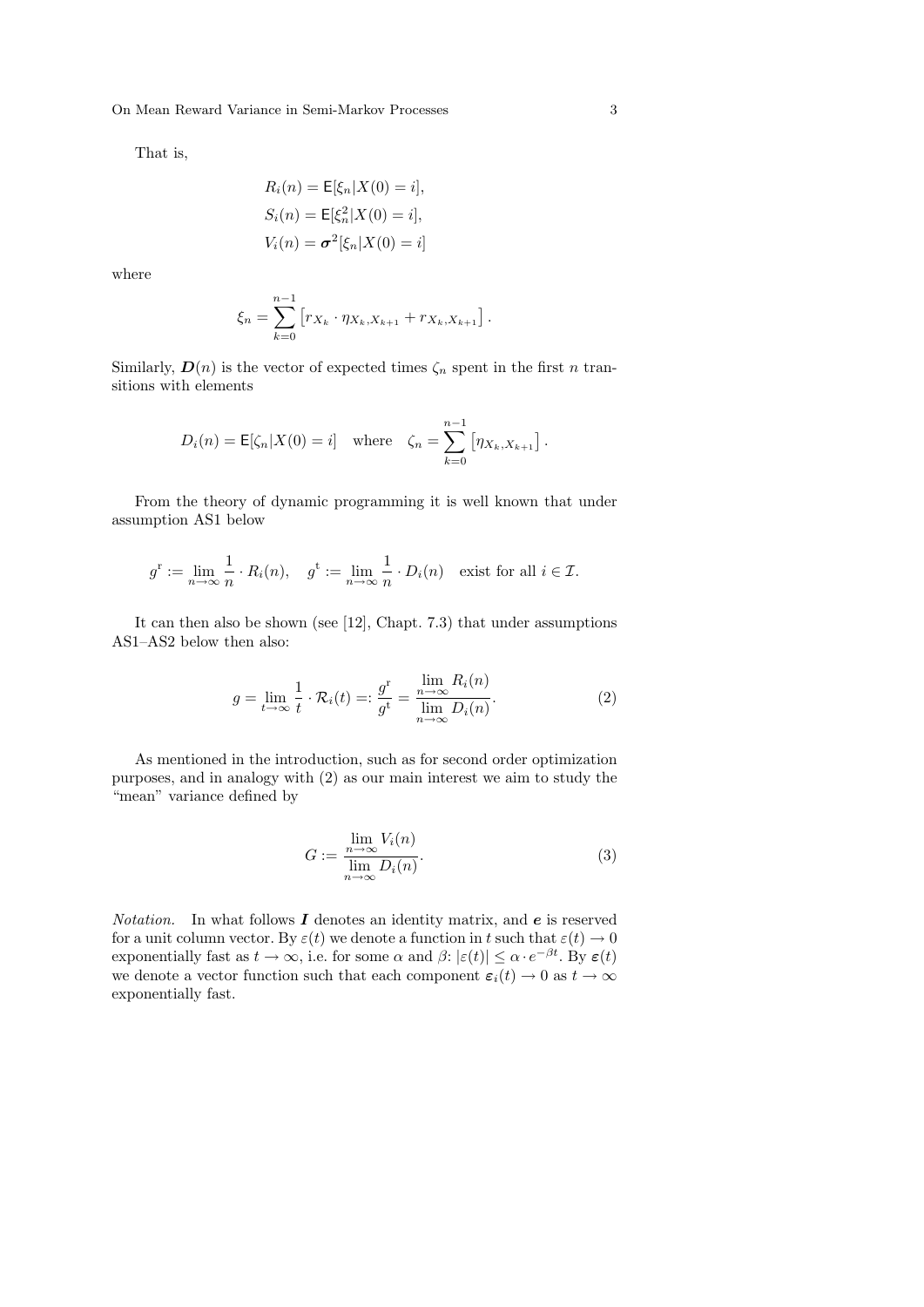That is,

$$
\begin{aligned}
R_i(n) &= \mathsf{E}[\xi_n | X(0) = i], \\
S_i(n) &= \mathsf{E}[\xi_n^2 | X(0) = i], \\
V_i(n) &= \boldsymbol{\sigma}^2[\xi_n | X(0) = i]
\end{aligned}
$$

where

$$
\xi_n = \sum_{k=0}^{n-1} \left[ r_{X_k} \cdot \eta_{X_k, X_{k+1}} + r_{X_k, X_{k+1}} \right].
$$

Similarly, $\boldsymbol{D}(n)$ is the vector of expected times $\zeta_n$ spent in the first $n$ transitions with elements

$$
D_i(n) = \mathsf{E}[\zeta_n | X(0) = i] \quad \text{where} \quad \zeta_n = \sum_{k=0}^{n-1} \left[ \eta_{X_k, X_{k+1}} \right].
$$

From the theory of dynamic programming it is well known that under assumption AS1 below

$$
g^{\mathrm{r}} := \lim_{n \to \infty} \frac{1}{n} \cdot R_i(n), \quad g^{\mathrm{t}} := \lim_{n \to \infty} \frac{1}{n} \cdot D_i(n) \quad \text{exist for all } i \in \mathcal{I}.
$$

It can then also be shown (see [12], Chapt. 7.3) that under assumptions AS1–AS2 below then also:

$$
g = \lim_{t \to \infty} \frac{1}{t} \cdot \mathcal{R}_i(t) =: \frac{g^{\mathrm{r}}}{g^{\mathrm{t}}} = \frac{\lim\limits_{n \to \infty} R_i(n)}{\lim\limits_{n \to \infty} D_i(n)}. \tag{2}
$$

As mentioned in the introduction, such as for second order optimization purposes, and in analogy with (2) as our main interest we aim to study the "mean" variance defined by

$$
G := \frac{\lim\limits_{n \to \infty} V_i(n)}{\lim\limits_{n \to \infty} D_i(n)}. \tag{3}
$$

*Notation.* In what follows $\boldsymbol{I}$ denotes an identity matrix, and $\boldsymbol{e}$ is reserved for a unit column vector. By $\varepsilon(t)$ we denote a function in $t$ such that $\varepsilon(t) \to 0$ exponentially fast as $t \to \infty$, i.e. for some $\alpha$ and $\beta$: $|\varepsilon(t)| \leq \alpha \cdot e^{-\beta t}$. By $\boldsymbol{\varepsilon}(t)$ we denote a vector function such that each component $\boldsymbol{\varepsilon}_i(t) \to 0$ as $t \to \infty$ exponentially fast.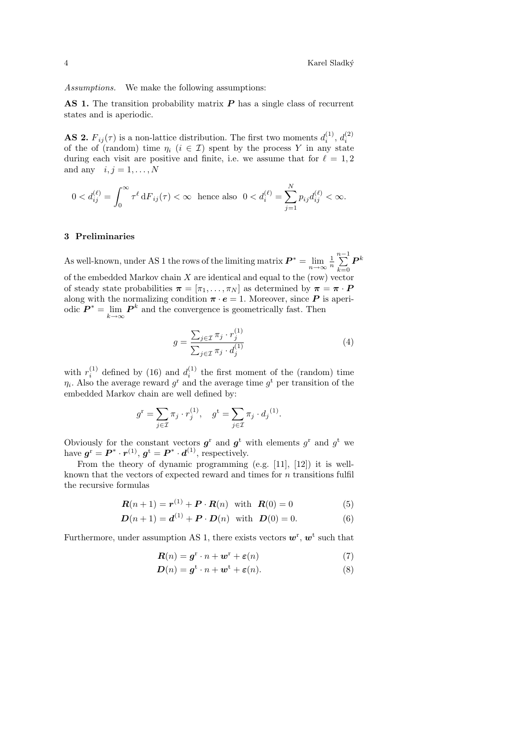*Assumptions.* We make the following assumptions:

**AS 1.** The transition probability matrix $\boldsymbol{P}$ has a single class of recurrent states and is aperiodic.

**AS 2.** $F_{ij}(\tau)$ is a non-lattice distribution. The first two moments $d_i^{(1)}$, $d_i^{(2)}$ of the of (random) time $\eta_i$ ($i \in \mathcal{I}$) spent by the process $Y$ in any state during each visit are positive and finite, i.e. we assume that for $\ell = 1, 2$ and any $i, j = 1, \ldots, N$

$$0 < d_{ij}^{(\ell)} = \int_0^\infty \tau^\ell \, \mathrm{d}F_{ij}(\tau) < \infty \ \text{ hence also } \ 0 < d_i^{(\ell)} = \sum_{j=1}^{N} p_{ij} d_{ij}^{(\ell)} < \infty.$$

## 3 Preliminaries

As well-known, under AS 1 the rows of the limiting matrix $\boldsymbol{P}^* = \lim_{n\to\infty} \frac{1}{n} \sum_{k=0}^{n-1} \boldsymbol{P}^k$ of the embedded Markov chain $X$ are identical and equal to the (row) vector of steady state probabilities $\boldsymbol{\pi} = [\pi_1, \ldots, \pi_N]$ as determined by $\boldsymbol{\pi} = \boldsymbol{\pi} \cdot \boldsymbol{P}$ along with the normalizing condition $\boldsymbol{\pi} \cdot \boldsymbol{e} = 1$. Moreover, since $\boldsymbol{P}$ is aperiodic $\boldsymbol{P}^* = \lim_{k\to\infty} \boldsymbol{P}^k$ and the convergence is geometrically fast. Then

$$g = \frac{\sum_{j\in\mathcal{I}} \pi_j \cdot r_j^{(1)}}{\sum_{j\in\mathcal{I}} \pi_j \cdot d_j^{(1)}} \tag{4}$$

with $r_i^{(1)}$ defined by (16) and $d_i^{(1)}$ the first moment of the (random) time $\eta_i$. Also the average reward $g^{\mathrm{r}}$ and the average time $g^{\mathrm{t}}$ per transition of the embedded Markov chain are well defined by:

$$g^{\mathrm{r}} = \sum_{j\in\mathcal{I}} \pi_j \cdot r_j^{(1)}, \quad g^{\mathrm{t}} = \sum_{j\in\mathcal{I}} \pi_j \cdot d_j{}^{(1)}.$$

Obviously for the constant vectors $\boldsymbol{g}^{\mathrm{r}}$ and $\boldsymbol{g}^{\mathrm{t}}$ with elements $g^{\mathrm{r}}$ and $g^{\mathrm{t}}$ we have $\boldsymbol{g}^{\mathrm{r}} = \boldsymbol{P}^* \cdot \boldsymbol{r}^{(1)}$, $\boldsymbol{g}^{\mathrm{t}} = \boldsymbol{P}^* \cdot \boldsymbol{d}^{(1)}$, respectively.

From the theory of dynamic programming (e.g. [11], [12]) it is well-known that the vectors of expected reward and times for $n$ transitions fulfil the recursive formulas

$$\boldsymbol{R}(n+1) = \boldsymbol{r}^{(1)} + \boldsymbol{P} \cdot \boldsymbol{R}(n) \ \text{ with } \ \boldsymbol{R}(0) = 0 \tag{5}$$

$$\boldsymbol{D}(n+1) = \boldsymbol{d}^{(1)} + \boldsymbol{P} \cdot \boldsymbol{D}(n) \ \text{ with } \ \boldsymbol{D}(0) = 0. \tag{6}$$

Furthermore, under assumption AS 1, there exists vectors $\boldsymbol{w}^{\mathrm{r}}$, $\boldsymbol{w}^{\mathrm{t}}$ such that

$$\boldsymbol{R}(n) = \boldsymbol{g}^{\mathrm{r}} \cdot n + \boldsymbol{w}^{\mathrm{r}} + \boldsymbol{\varepsilon}(n) \tag{7}$$

$$\boldsymbol{D}(n) = \boldsymbol{g}^{\mathrm{t}} \cdot n + \boldsymbol{w}^{\mathrm{t}} + \boldsymbol{\varepsilon}(n). \tag{8}$$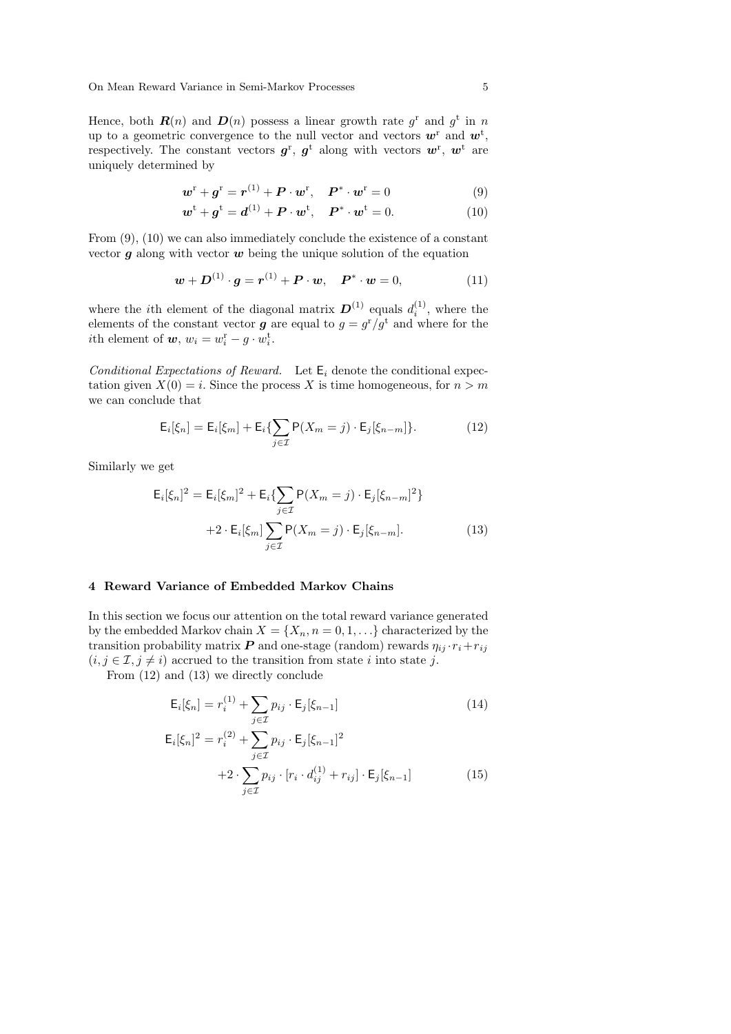Hence, both $\boldsymbol{R}(n)$ and $\boldsymbol{D}(n)$ possess a linear growth rate $g^{\mathrm{r}}$ and $g^{\mathrm{t}}$ in $n$ up to a geometric convergence to the null vector and vectors $\boldsymbol{w}^{\mathrm{r}}$ and $\boldsymbol{w}^{\mathrm{t}}$, respectively. The constant vectors $\boldsymbol{g}^{\mathrm{r}}$, $\boldsymbol{g}^{\mathrm{t}}$ along with vectors $\boldsymbol{w}^{\mathrm{r}}$, $\boldsymbol{w}^{\mathrm{t}}$ are uniquely determined by

$$\boldsymbol{w}^{\mathrm{r}} + \boldsymbol{g}^{\mathrm{r}} = \boldsymbol{r}^{(1)} + \boldsymbol{P} \cdot \boldsymbol{w}^{\mathrm{r}}, \quad \boldsymbol{P}^{*} \cdot \boldsymbol{w}^{\mathrm{r}} = 0 \tag{9}$$

$$\boldsymbol{w}^{\mathrm{t}} + \boldsymbol{g}^{\mathrm{t}} = \boldsymbol{d}^{(1)} + \boldsymbol{P} \cdot \boldsymbol{w}^{\mathrm{t}}, \quad \boldsymbol{P}^{*} \cdot \boldsymbol{w}^{\mathrm{t}} = 0. \tag{10}$$

From (9), (10) we can also immediately conclude the existence of a constant vector $\boldsymbol{g}$ along with vector $\boldsymbol{w}$ being the unique solution of the equation

$$\boldsymbol{w} + \boldsymbol{D}^{(1)} \cdot \boldsymbol{g} = \boldsymbol{r}^{(1)} + \boldsymbol{P} \cdot \boldsymbol{w}, \quad \boldsymbol{P}^{*} \cdot \boldsymbol{w} = 0, \tag{11}$$

where the $i$th element of the diagonal matrix $\boldsymbol{D}^{(1)}$ equals $d_i^{(1)}$, where the elements of the constant vector $\boldsymbol{g}$ are equal to $g = g^{\mathrm{r}}/g^{\mathrm{t}}$ and where for the $i$th element of $\boldsymbol{w}$, $w_i = w_i^{\mathrm{r}} - g \cdot w_i^{\mathrm{t}}$.

*Conditional Expectations of Reward.* Let $\mathsf{E}_i$ denote the conditional expectation given $X(0) = i$. Since the process $X$ is time homogeneous, for $n > m$ we can conclude that

$$\mathsf{E}_i[\xi_n] = \mathsf{E}_i[\xi_m] + \mathsf{E}_i\{\sum_{j \in \mathcal{I}} \mathsf{P}(X_m = j) \cdot \mathsf{E}_j[\xi_{n-m}]\}. \tag{12}$$

Similarly we get

$$\begin{aligned}\mathsf{E}_i[\xi_n]^2 = \mathsf{E}_i[\xi_m]^2 + \mathsf{E}_i\{\sum_{j \in \mathcal{I}} \mathsf{P}(X_m = j) \cdot \mathsf{E}_j[\xi_{n-m}]^2\} \\ +2 \cdot \mathsf{E}_i[\xi_m] \sum_{j \in \mathcal{I}} \mathsf{P}(X_m = j) \cdot \mathsf{E}_j[\xi_{n-m}].\end{aligned} \tag{13}$$

## 4 Reward Variance of Embedded Markov Chains

In this section we focus our attention on the total reward variance generated by the embedded Markov chain $X = \{X_n, n = 0, 1, \ldots\}$ characterized by the transition probability matrix $\boldsymbol{P}$ and one-stage (random) rewards $\eta_{ij} \cdot r_i + r_{ij}$ $(i, j \in \mathcal{I}, j \neq i)$ accrued to the transition from state $i$ into state $j$.

From (12) and (13) we directly conclude

$$\mathsf{E}_i[\xi_n] = r_i^{(1)} + \sum_{j \in \mathcal{I}} p_{ij} \cdot \mathsf{E}_j[\xi_{n-1}] \tag{14}$$

$$\begin{aligned}\mathsf{E}_i[\xi_n]^2 = r_i^{(2)} + \sum_{j \in \mathcal{I}} p_{ij} \cdot \mathsf{E}_j[\xi_{n-1}]^2 \\ +2 \cdot \sum_{j \in \mathcal{I}} p_{ij} \cdot [r_i \cdot d_{ij}^{(1)} + r_{ij}] \cdot \mathsf{E}_j[\xi_{n-1}]\end{aligned} \tag{15}$$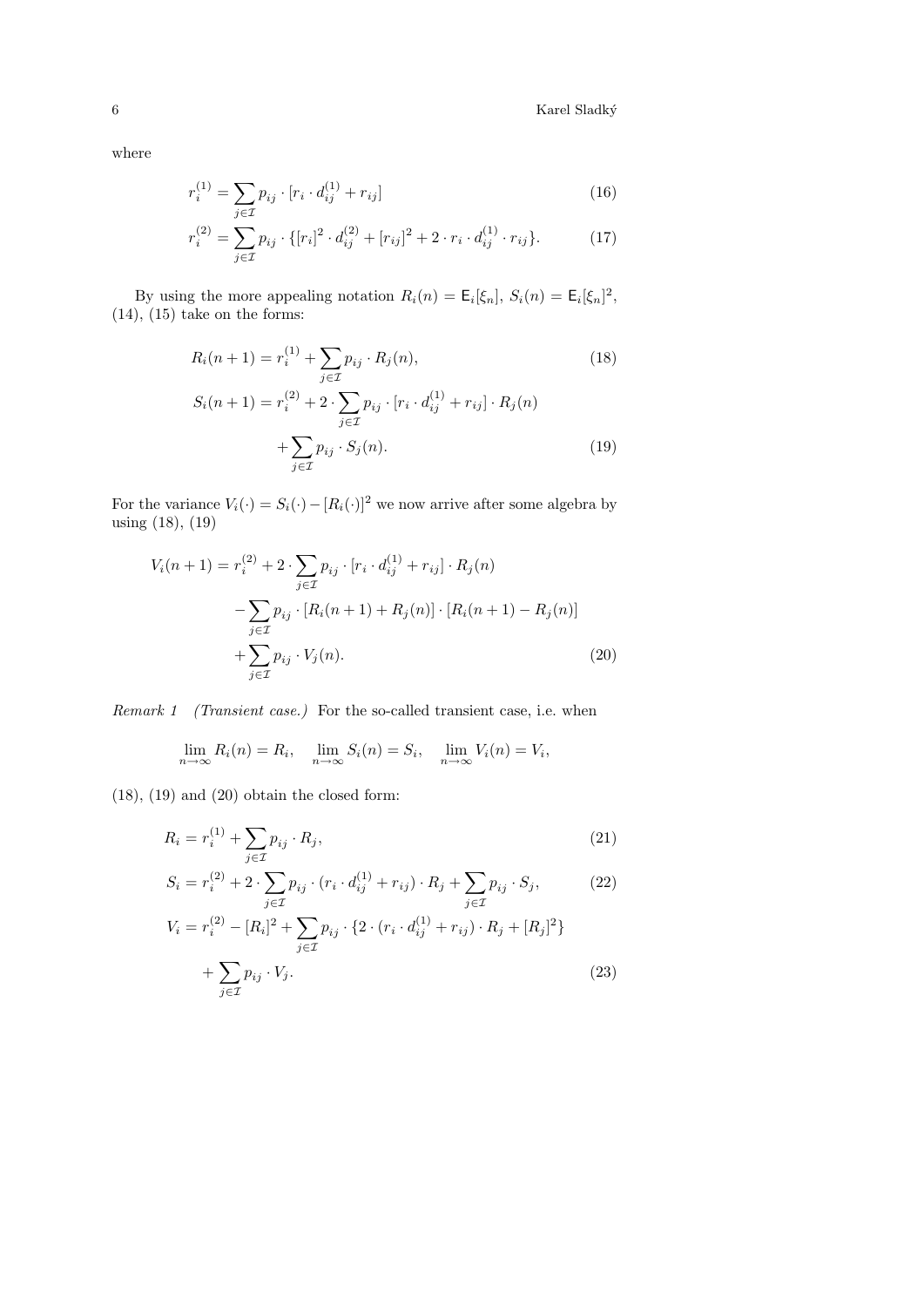where

$$r_i^{(1)} = \sum_{j\in\mathcal{I}} p_{ij} \cdot [r_i \cdot d_{ij}^{(1)} + r_{ij}] \tag{16}$$

$$r_i^{(2)} = \sum_{j\in\mathcal{I}} p_{ij} \cdot \{[r_i]^2 \cdot d_{ij}^{(2)} + [r_{ij}]^2 + 2 \cdot r_i \cdot d_{ij}^{(1)} \cdot r_{ij}\}. \tag{17}$$

By using the more appealing notation $R_i(n) = \mathsf{E}_i[\xi_n]$, $S_i(n) = \mathsf{E}_i[\xi_n]^2$, (14), (15) take on the forms:

$$R_i(n+1) = r_i^{(1)} + \sum_{j\in\mathcal{I}} p_{ij} \cdot R_j(n), \tag{18}$$

$$S_i(n+1) = r_i^{(2)} + 2 \cdot \sum_{j\in\mathcal{I}} p_{ij} \cdot [r_i \cdot d_{ij}^{(1)} + r_{ij}] \cdot R_j(n) + \sum_{j\in\mathcal{I}} p_{ij} \cdot S_j(n). \tag{19}$$

For the variance $V_i(\cdot) = S_i(\cdot) - [R_i(\cdot)]^2$ we now arrive after some algebra by using (18), (19)

$$V_i(n+1) = r_i^{(2)} + 2 \cdot \sum_{j\in\mathcal{I}} p_{ij} \cdot [r_i \cdot d_{ij}^{(1)} + r_{ij}] \cdot R_j(n) - \sum_{j\in\mathcal{I}} p_{ij} \cdot [R_i(n+1) + R_j(n)] \cdot [R_i(n+1) - R_j(n)] + \sum_{j\in\mathcal{I}} p_{ij} \cdot V_j(n). \tag{20}$$

*Remark 1* *(Transient case.)* For the so-called transient case, i.e. when

$$\lim_{n\to\infty} R_i(n) = R_i, \quad \lim_{n\to\infty} S_i(n) = S_i, \quad \lim_{n\to\infty} V_i(n) = V_i,$$

(18), (19) and (20) obtain the closed form:

$$R_i = r_i^{(1)} + \sum_{j\in\mathcal{I}} p_{ij} \cdot R_j, \tag{21}$$

$$S_i = r_i^{(2)} + 2 \cdot \sum_{j\in\mathcal{I}} p_{ij} \cdot (r_i \cdot d_{ij}^{(1)} + r_{ij}) \cdot R_j + \sum_{j\in\mathcal{I}} p_{ij} \cdot S_j, \tag{22}$$

$$V_i = r_i^{(2)} - [R_i]^2 + \sum_{j\in\mathcal{I}} p_{ij} \cdot \{2 \cdot (r_i \cdot d_{ij}^{(1)} + r_{ij}) \cdot R_j + [R_j]^2\} + \sum_{j\in\mathcal{I}} p_{ij} \cdot V_j. \tag{23}$$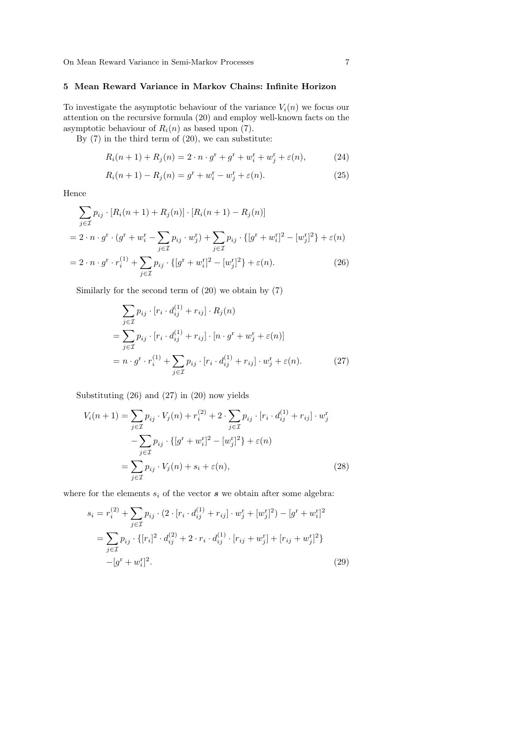## 5 Mean Reward Variance in Markov Chains: Infinite Horizon

To investigate the asymptotic behaviour of the variance $V_i(n)$ we focus our attention on the recursive formula (20) and employ well-known facts on the asymptotic behaviour of $R_i(n)$ as based upon (7).

By (7) in the third term of (20), we can substitute:

$$R_i(n+1) + R_j(n) = 2 \cdot n \cdot g^{\mathrm{r}} + g^{\mathrm{r}} + w_i^{\mathrm{r}} + w_j^{\mathrm{r}} + \varepsilon(n), \tag{24}$$

$$R_i(n+1) - R_j(n) = g^{\mathrm{r}} + w_i^{\mathrm{r}} - w_j^{\mathrm{r}} + \varepsilon(n). \tag{25}$$

Hence

$$\begin{aligned}
&\sum_{j \in \mathcal{I}} p_{ij} \cdot [R_i(n+1) + R_j(n)] \cdot [R_i(n+1) - R_j(n)] \\
&= 2 \cdot n \cdot g^{\mathrm{r}} \cdot (g^{\mathrm{r}} + w_i^{\mathrm{r}} - \sum_{j \in \mathcal{I}} p_{ij} \cdot w_j^{\mathrm{r}}) + \sum_{j \in \mathcal{I}} p_{ij} \cdot \{[g^{\mathrm{r}} + w_i^{\mathrm{r}}]^2 - [w_j^{\mathrm{r}}]^2\} + \varepsilon(n) \\
&= 2 \cdot n \cdot g^{\mathrm{r}} \cdot r_i^{(1)} + \sum_{j \in \mathcal{I}} p_{ij} \cdot \{[g^{\mathrm{r}} + w_i^{\mathrm{r}}]^2 - [w_j^{\mathrm{r}}]^2\} + \varepsilon(n).
\end{aligned} \tag{26}$$

Similarly for the second term of (20) we obtain by (7)

$$\begin{aligned}
&\sum_{j \in \mathcal{I}} p_{ij} \cdot [r_i \cdot d_{ij}^{(1)} + r_{ij}] \cdot R_j(n) \\
&= \sum_{j \in \mathcal{I}} p_{ij} \cdot [r_i \cdot d_{ij}^{(1)} + r_{ij}] \cdot [n \cdot g^{\mathrm{r}} + w_j^{\mathrm{r}} + \varepsilon(n)] \\
&= n \cdot g^{\mathrm{r}} \cdot r_i^{(1)} + \sum_{j \in \mathcal{I}} p_{ij} \cdot [r_i \cdot d_{ij}^{(1)} + r_{ij}] \cdot w_j^{\mathrm{r}} + \varepsilon(n).
\end{aligned} \tag{27}$$

Substituting (26) and (27) in (20) now yields

$$\begin{aligned}
V_i(n+1) &= \sum_{j \in \mathcal{I}} p_{ij} \cdot V_j(n) + r_i^{(2)} + 2 \cdot \sum_{j \in \mathcal{I}} p_{ij} \cdot [r_i \cdot d_{ij}^{(1)} + r_{ij}] \cdot w_j^{\mathrm{r}} \\
&\quad - \sum_{j \in \mathcal{I}} p_{ij} \cdot \{[g^{\mathrm{r}} + w_i^{\mathrm{r}}]^2 - [w_j^{\mathrm{r}}]^2\} + \varepsilon(n) \\
&= \sum_{j \in \mathcal{I}} p_{ij} \cdot V_j(n) + s_i + \varepsilon(n),
\end{aligned} \tag{28}$$

where for the elements $s_i$ of the vector $\boldsymbol{s}$ we obtain after some algebra:

$$\begin{aligned}
s_i &= r_i^{(2)} + \sum_{j \in \mathcal{I}} p_{ij} \cdot (2 \cdot [r_i \cdot d_{ij}^{(1)} + r_{ij}] \cdot w_j^{\mathrm{r}} + [w_j^{\mathrm{r}}]^2) - [g^{\mathrm{r}} + w_i^{\mathrm{r}}]^2 \\
&= \sum_{j \in \mathcal{I}} p_{ij} \cdot \{[r_i]^2 \cdot d_{ij}^{(2)} + 2 \cdot r_i \cdot d_{ij}^{(1)} \cdot [r_{ij} + w_j^{\mathrm{r}}] + [r_{ij} + w_j^{\mathrm{r}}]^2\} \\
&\quad - [g^{\mathrm{r}} + w_i^{\mathrm{r}}]^2.
\end{aligned} \tag{29}$$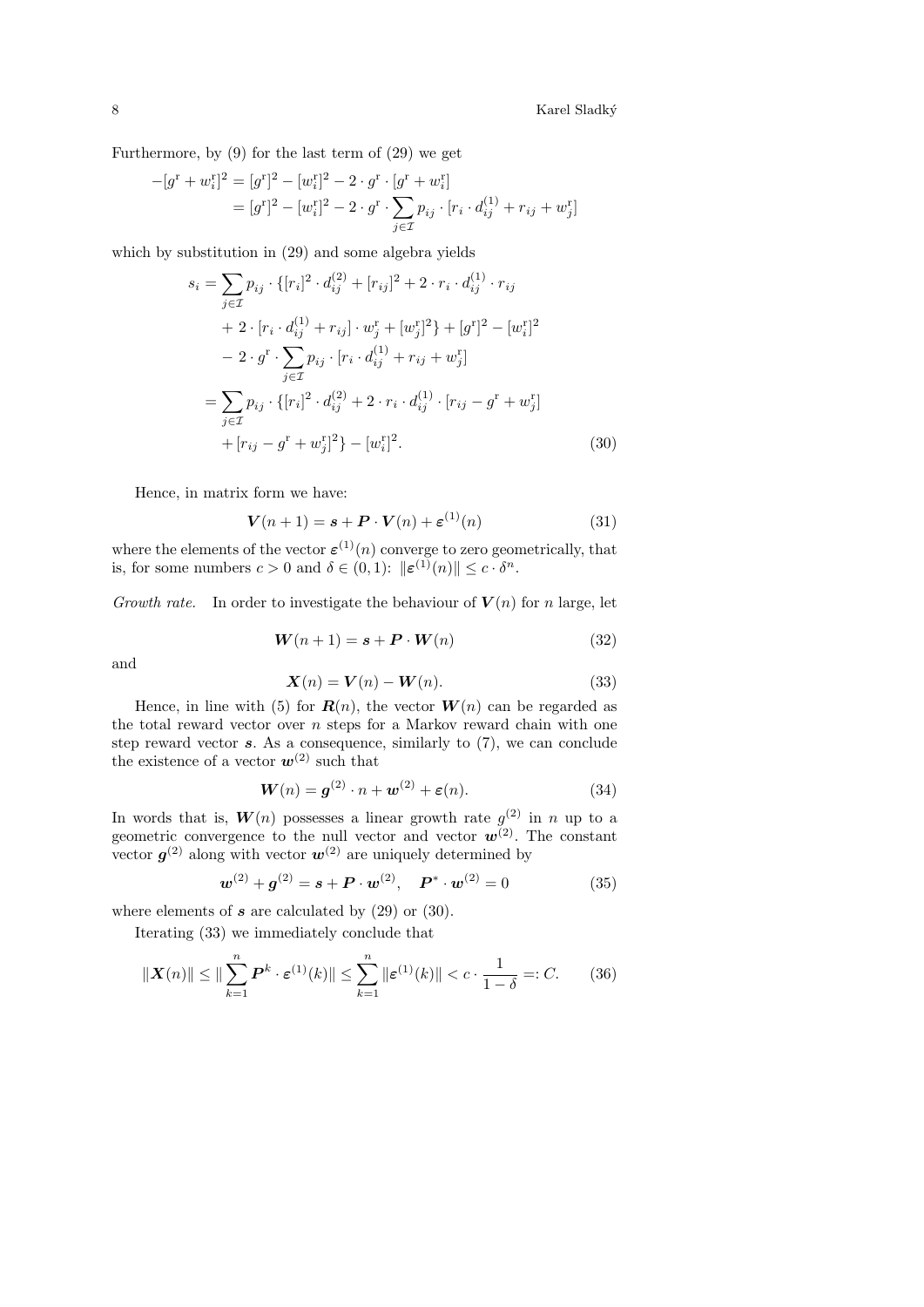Furthermore, by (9) for the last term of (29) we get

$$
\begin{aligned}
-[g^{\mathrm{r}} + w_i^{\mathrm{r}}]^2 &= [g^{\mathrm{r}}]^2 - [w_i^{\mathrm{r}}]^2 - 2 \cdot g^{\mathrm{r}} \cdot [g^{\mathrm{r}} + w_i^{\mathrm{r}}] \\
&= [g^{\mathrm{r}}]^2 - [w_i^{\mathrm{r}}]^2 - 2 \cdot g^{\mathrm{r}} \cdot \sum_{j \in \mathcal{I}} p_{ij} \cdot [r_i \cdot d_{ij}^{(1)} + r_{ij} + w_j^{\mathrm{r}}]
\end{aligned}
$$

which by substitution in (29) and some algebra yields

$$
\begin{aligned}
s_i &= \sum_{j \in \mathcal{I}} p_{ij} \cdot \{[r_i]^2 \cdot d_{ij}^{(2)} + [r_{ij}]^2 + 2 \cdot r_i \cdot d_{ij}^{(1)} \cdot r_{ij} \\
&\quad + 2 \cdot [r_i \cdot d_{ij}^{(1)} + r_{ij}] \cdot w_j^{\mathrm{r}} + [w_j^{\mathrm{r}}]^2\} + [g^{\mathrm{r}}]^2 - [w_i^{\mathrm{r}}]^2 \\
&\quad - 2 \cdot g^{\mathrm{r}} \cdot \sum_{j \in \mathcal{I}} p_{ij} \cdot [r_i \cdot d_{ij}^{(1)} + r_{ij} + w_j^{\mathrm{r}}] \\
&= \sum_{j \in \mathcal{I}} p_{ij} \cdot \{[r_i]^2 \cdot d_{ij}^{(2)} + 2 \cdot r_i \cdot d_{ij}^{(1)} \cdot [r_{ij} - g^{\mathrm{r}} + w_j^{\mathrm{r}}] \\
&\quad + [r_{ij} - g^{\mathrm{r}} + w_j^{\mathrm{r}}]^2\} - [w_i^{\mathrm{r}}]^2. \qquad (30)
\end{aligned}
$$

Hence, in matrix form we have:

$$
\boldsymbol{V}(n+1) = \boldsymbol{s} + \boldsymbol{P} \cdot \boldsymbol{V}(n) + \boldsymbol{\varepsilon}^{(1)}(n) \qquad (31)
$$

where the elements of the vector $\boldsymbol{\varepsilon}^{(1)}(n)$ converge to zero geometrically, that is, for some numbers $c > 0$ and $\delta \in (0, 1)$: $\|\boldsymbol{\varepsilon}^{(1)}(n)\| \le c \cdot \delta^n$.

*Growth rate.* In order to investigate the behaviour of $\boldsymbol{V}(n)$ for $n$ large, let

$$
\boldsymbol{W}(n+1) = \boldsymbol{s} + \boldsymbol{P} \cdot \boldsymbol{W}(n) \qquad (32)
$$

and

$$
\boldsymbol{X}(n) = \boldsymbol{V}(n) - \boldsymbol{W}(n). \qquad (33)
$$

Hence, in line with (5) for $\boldsymbol{R}(n)$, the vector $\boldsymbol{W}(n)$ can be regarded as the total reward vector over $n$ steps for a Markov reward chain with one step reward vector $\boldsymbol{s}$. As a consequence, similarly to (7), we can conclude the existence of a vector $\boldsymbol{w}^{(2)}$ such that

$$
\boldsymbol{W}(n) = \boldsymbol{g}^{(2)} \cdot n + \boldsymbol{w}^{(2)} + \boldsymbol{\varepsilon}(n). \qquad (34)
$$

In words that is, $\boldsymbol{W}(n)$ possesses a linear growth rate $g^{(2)}$ in $n$ up to a geometric convergence to the null vector and vector $\boldsymbol{w}^{(2)}$. The constant vector $\boldsymbol{g}^{(2)}$ along with vector $\boldsymbol{w}^{(2)}$ are uniquely determined by

$$
\boldsymbol{w}^{(2)} + \boldsymbol{g}^{(2)} = \boldsymbol{s} + \boldsymbol{P} \cdot \boldsymbol{w}^{(2)}, \quad \boldsymbol{P}^* \cdot \boldsymbol{w}^{(2)} = 0 \qquad (35)
$$

where elements of $\boldsymbol{s}$ are calculated by (29) or (30).

Iterating (33) we immediately conclude that

$$
\|\boldsymbol{X}(n)\| \le \|\sum_{k=1}^{n} \boldsymbol{P}^k \cdot \boldsymbol{\varepsilon}^{(1)}(k)\| \le \sum_{k=1}^{n} \|\boldsymbol{\varepsilon}^{(1)}(k)\| < c \cdot \frac{1}{1-\delta} =: C. \qquad (36)
$$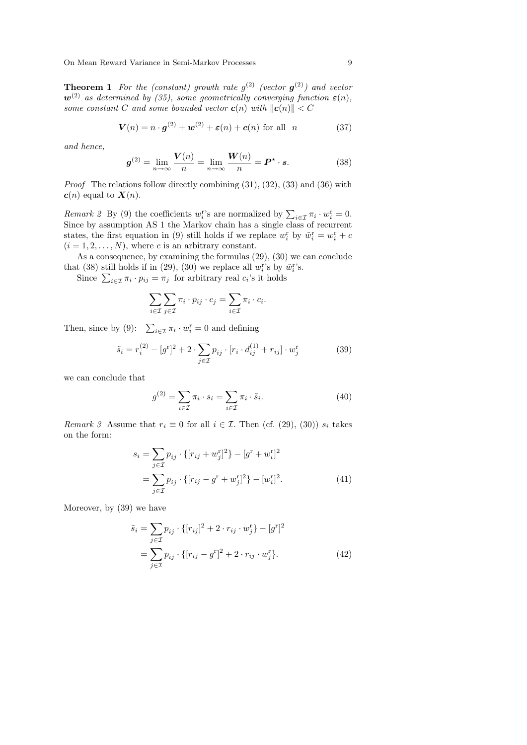**Theorem 1** *For the (constant) growth rate $g^{(2)}$ (vector $\boldsymbol{g}^{(2)}$) and vector $\boldsymbol{w}^{(2)}$ as determined by (35), some geometrically converging function $\boldsymbol{\varepsilon}(n)$, some constant $C$ and some bounded vector $\boldsymbol{c}(n)$ with $\|\boldsymbol{c}(n)\| < C$*

$$\boldsymbol{V}(n) = n \cdot \boldsymbol{g}^{(2)} + \boldsymbol{w}^{(2)} + \boldsymbol{\varepsilon}(n) + \boldsymbol{c}(n) \text{ for all } \ n \tag{37}$$

*and hence,*

$$\boldsymbol{g}^{(2)} = \lim_{n\to\infty} \frac{\boldsymbol{V}(n)}{n} = \lim_{n\to\infty} \frac{\boldsymbol{W}(n)}{n} = \boldsymbol{P}^{\star} \cdot \boldsymbol{s}. \tag{38}$$

*Proof* The relations follow directly combining (31), (32), (33) and (36) with $\boldsymbol{c}(n)$ equal to $\boldsymbol{X}(n)$.

*Remark 2* By (9) the coefficients $w_i^{\mathrm{r}}$'s are normalized by $\sum_{i\in\mathcal{I}} \pi_i \cdot w_i^{\mathrm{r}} = 0$. Since by assumption AS 1 the Markov chain has a single class of recurrent states, the first equation in (9) still holds if we replace $w_i^{\mathrm{r}}$ by $\tilde{w}_i^{\mathrm{r}} = w_i^{\mathrm{r}} + c$ $(i = 1, 2, \ldots, N)$, where $c$ is an arbitrary constant.

As a consequence, by examining the formulas (29), (30) we can conclude that (38) still holds if in (29), (30) we replace all $w_i^{\mathrm{r}}$'s by $\tilde{w}_i^{\mathrm{r}}$'s.

Since $\sum_{i\in\mathcal{I}} \pi_i \cdot p_{ij} = \pi_j$ for arbitrary real $c_i$'s it holds

$$\sum_{i\in\mathcal{I}}\sum_{j\in\mathcal{I}} \pi_i \cdot p_{ij} \cdot c_j = \sum_{i\in\mathcal{I}} \pi_i \cdot c_i.$$

Then, since by (9): $\sum_{i\in\mathcal{I}} \pi_i \cdot w_i^{\mathrm{r}} = 0$ and defining

$$\tilde{s}_i = r_i^{(2)} - [g^{\mathrm{r}}]^2 + 2 \cdot \sum_{j\in\mathcal{I}} p_{ij} \cdot [r_i \cdot d_{ij}^{(1)} + r_{ij}] \cdot w_j^{\mathrm{r}} \tag{39}$$

we can conclude that

$$g^{(2)} = \sum_{i\in\mathcal{I}} \pi_i \cdot s_i = \sum_{i\in\mathcal{I}} \pi_i \cdot \tilde{s}_i. \tag{40}$$

*Remark 3* Assume that $r_i \equiv 0$ for all $i \in \mathcal{I}$. Then (cf. (29), (30)) $s_i$ takes on the form:

$$\begin{aligned} s_i &= \sum_{j\in\mathcal{I}} p_{ij} \cdot \{[r_{ij} + w_j^{\mathrm{r}}]^2\} - [g^{\mathrm{r}} + w_i^{\mathrm{r}}]^2 \\ &= \sum_{j\in\mathcal{I}} p_{ij} \cdot \{[r_{ij} - g^{\mathrm{r}} + w_j^{\mathrm{r}}]^2\} - [w_i^{\mathrm{r}}]^2. \end{aligned} \tag{41}$$

Moreover, by (39) we have

$$\begin{aligned} \tilde{s}_i &= \sum_{j\in\mathcal{I}} p_{ij} \cdot \{[r_{ij}]^2 + 2 \cdot r_{ij} \cdot w_j^{\mathrm{r}}\} - [g^{\mathrm{r}}]^2 \\ &= \sum_{j\in\mathcal{I}} p_{ij} \cdot \{[r_{ij} - g^{\mathrm{r}}]^2 + 2 \cdot r_{ij} \cdot w_j^{\mathrm{r}}\}. \end{aligned} \tag{42}$$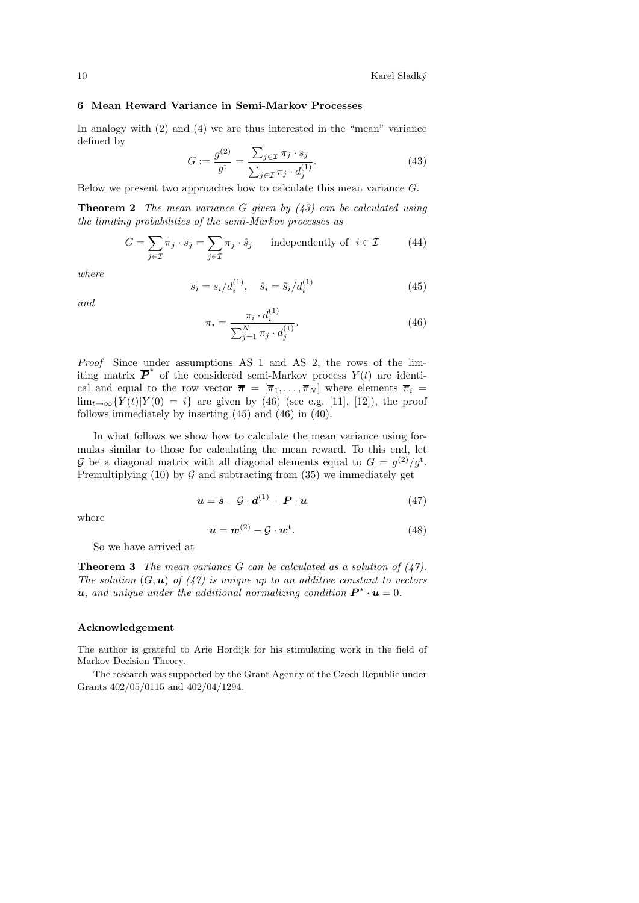## 6 Mean Reward Variance in Semi-Markov Processes

In analogy with (2) and (4) we are thus interested in the "mean" variance defined by

$$G := \frac{g^{(2)}}{g^{\mathrm{t}}} = \frac{\sum_{j \in \mathcal{I}} \pi_j \cdot s_j}{\sum_{j \in \mathcal{I}} \pi_j \cdot d_j^{(1)}}. \tag{43}$$

Below we present two approaches how to calculate this mean variance $G$.

**Theorem 2** *The mean variance $G$ given by (43) can be calculated using the limiting probabilities of the semi-Markov processes as*

$$G = \sum_{j \in \mathcal{I}} \overline{\pi}_j \cdot \overline{s}_j = \sum_{j \in \mathcal{I}} \overline{\pi}_j \cdot \hat{s}_j \qquad \text{independently of } \ i \in \mathcal{I} \tag{44}$$

*where*

$$\overline{s}_i = s_i / d_i^{(1)}, \quad \hat{s}_i = \tilde{s}_i / d_i^{(1)} \tag{45}$$

*and*

$$\overline{\pi}_i = \frac{\pi_i \cdot d_i^{(1)}}{\sum_{j=1}^{N} \pi_j \cdot d_j^{(1)}}. \tag{46}$$

*Proof* Since under assumptions AS 1 and AS 2, the rows of the limiting matrix $\overline{\boldsymbol{P}}^{*}$ of the considered semi-Markov process $Y(t)$ are identical and equal to the row vector $\overline{\boldsymbol{\pi}} = [\overline{\pi}_1, \ldots, \overline{\pi}_N]$ where elements $\overline{\pi}_i = \lim_{t \to \infty} \{Y(t) | Y(0) = i\}$ are given by (46) (see e.g. [11], [12]), the proof follows immediately by inserting (45) and (46) in (40).

In what follows we show how to calculate the mean variance using formulas similar to those for calculating the mean reward. To this end, let $\mathcal{G}$ be a diagonal matrix with all diagonal elements equal to $G = g^{(2)}/g^{\mathrm{t}}$. Premultiplying (10) by $\mathcal{G}$ and subtracting from (35) we immediately get

$$\boldsymbol{u} = \boldsymbol{s} - \mathcal{G} \cdot \boldsymbol{d}^{(1)} + \boldsymbol{P} \cdot \boldsymbol{u} \tag{47}$$

where

$$\boldsymbol{u} = \boldsymbol{w}^{(2)} - \mathcal{G} \cdot \boldsymbol{w}^{\mathrm{t}}. \tag{48}$$

So we have arrived at

**Theorem 3** *The mean variance $G$ can be calculated as a solution of (47). The solution $(G, \boldsymbol{u})$ of (47) is unique up to an additive constant to vectors $\boldsymbol{u}$, and unique under the additional normalizing condition $\boldsymbol{P}^{\star} \cdot \boldsymbol{u} = 0$.*

### Acknowledgement

The author is grateful to Arie Hordijk for his stimulating work in the field of Markov Decision Theory.

The research was supported by the Grant Agency of the Czech Republic under Grants 402/05/0115 and 402/04/1294.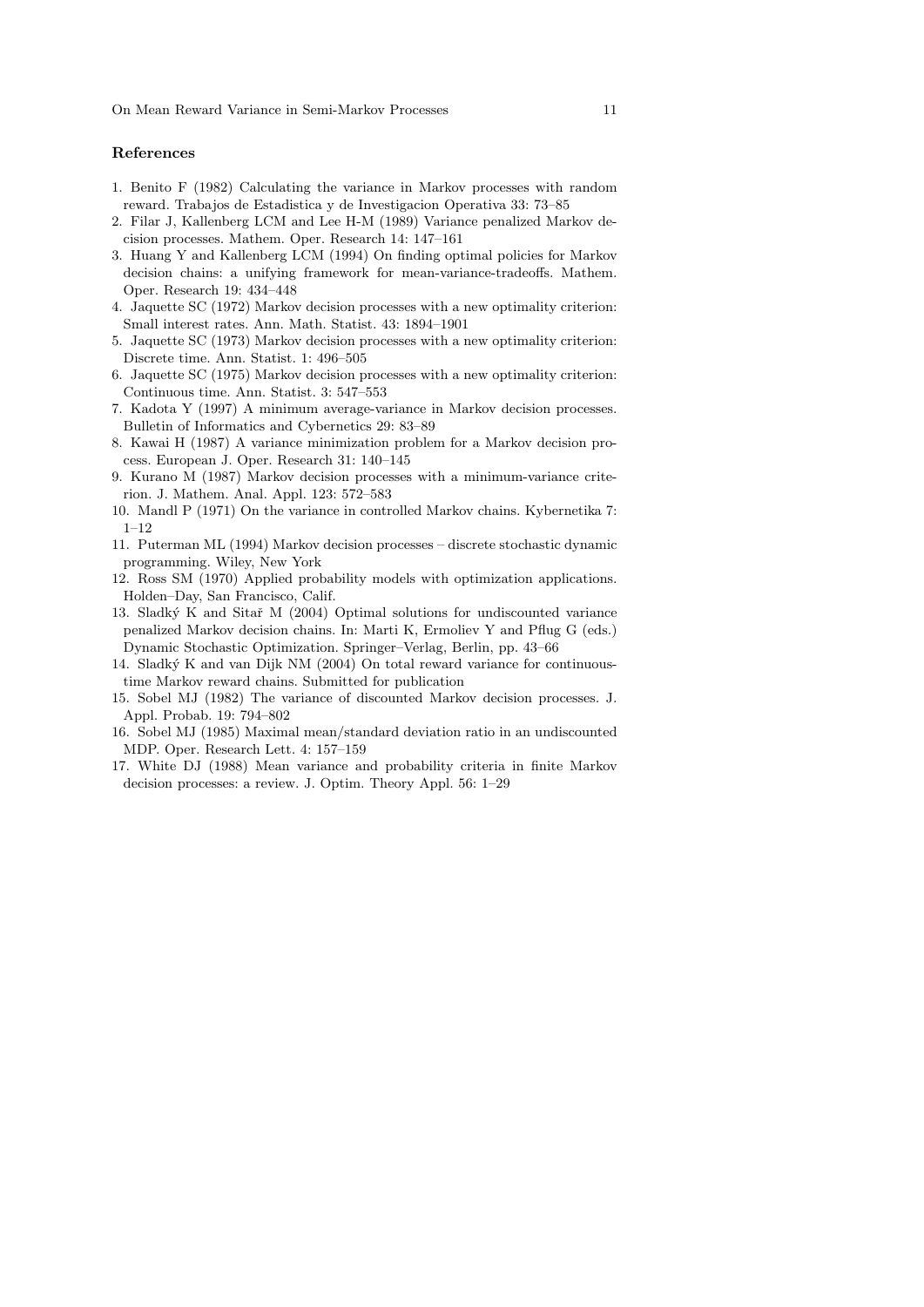## References

1. Benito F (1982) Calculating the variance in Markov processes with random reward. Trabajos de Estadistica y de Investigacion Operativa 33: 73–85
2. Filar J, Kallenberg LCM and Lee H-M (1989) Variance penalized Markov decision processes. Mathem. Oper. Research 14: 147–161
3. Huang Y and Kallenberg LCM (1994) On finding optimal policies for Markov decision chains: a unifying framework for mean-variance-tradeoffs. Mathem. Oper. Research 19: 434–448
4. Jaquette SC (1972) Markov decision processes with a new optimality criterion: Small interest rates. Ann. Math. Statist. 43: 1894–1901
5. Jaquette SC (1973) Markov decision processes with a new optimality criterion: Discrete time. Ann. Statist. 1: 496–505
6. Jaquette SC (1975) Markov decision processes with a new optimality criterion: Continuous time. Ann. Statist. 3: 547–553
7. Kadota Y (1997) A minimum average-variance in Markov decision processes. Bulletin of Informatics and Cybernetics 29: 83–89
8. Kawai H (1987) A variance minimization problem for a Markov decision process. European J. Oper. Research 31: 140–145
9. Kurano M (1987) Markov decision processes with a minimum-variance criterion. J. Mathem. Anal. Appl. 123: 572–583
10. Mandl P (1971) On the variance in controlled Markov chains. Kybernetika 7: 1–12
11. Puterman ML (1994) Markov decision processes – discrete stochastic dynamic programming. Wiley, New York
12. Ross SM (1970) Applied probability models with optimization applications. Holden–Day, San Francisco, Calif.
13. Sladký K and Sitař M (2004) Optimal solutions for undiscounted variance penalized Markov decision chains. In: Marti K, Ermoliev Y and Pflug G (eds.) Dynamic Stochastic Optimization. Springer–Verlag, Berlin, pp. 43–66
14. Sladký K and van Dijk NM (2004) On total reward variance for continuous-time Markov reward chains. Submitted for publication
15. Sobel MJ (1982) The variance of discounted Markov decision processes. J. Appl. Probab. 19: 794–802
16. Sobel MJ (1985) Maximal mean/standard deviation ratio in an undiscounted MDP. Oper. Research Lett. 4: 157–159
17. White DJ (1988) Mean variance and probability criteria in finite Markov decision processes: a review. J. Optim. Theory Appl. 56: 1–29